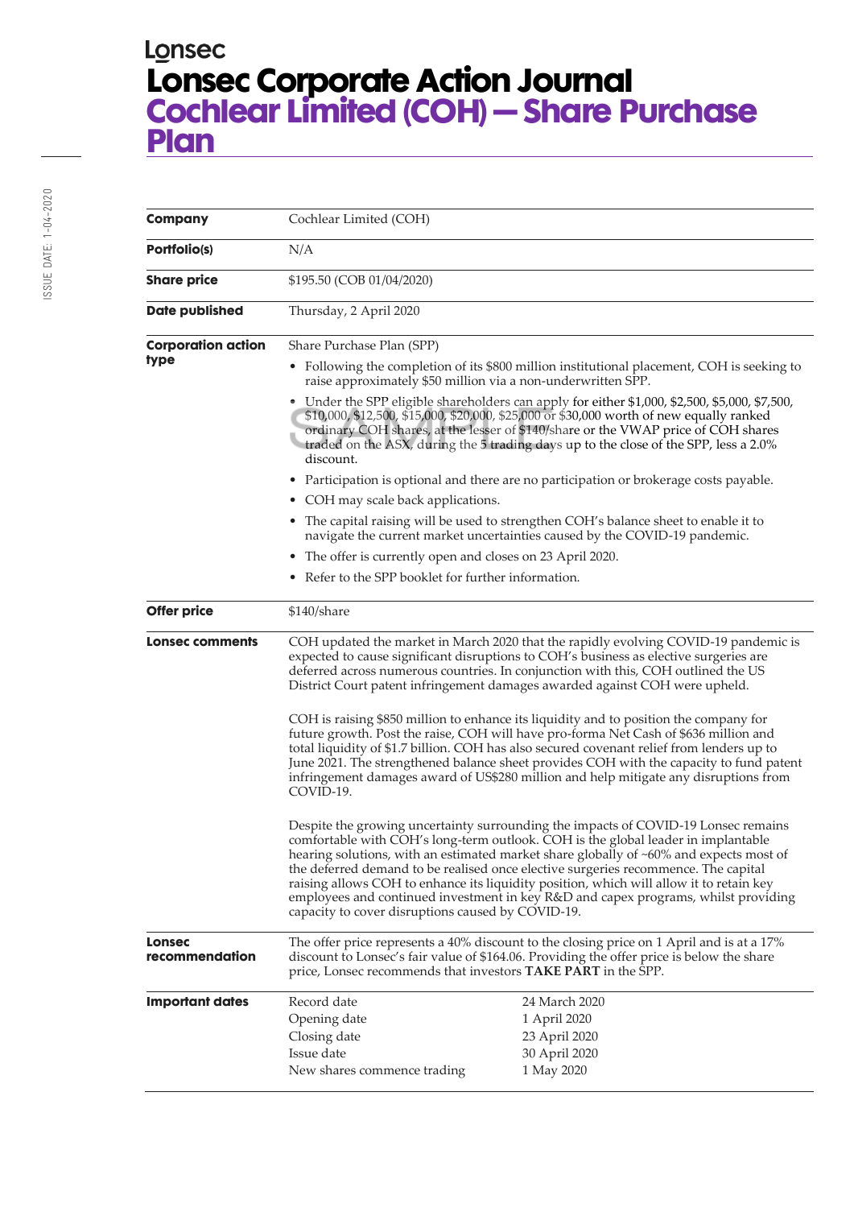Lonsec

# Lonsec Corporate Action Journal

## Cochlear Limited (COH) — Share Purchase Plan

ISSUE DATE: 1-04-2020

| | |
|---|---|
| **Company** | Cochlear Limited (COH) |
| **Portfolio(s)** | N/A |
| **Share price** | $195.50 (COB 01/04/2020) |
| **Date published** | Thursday, 2 April 2020 |
| **Corporation action type** | Share Purchase Plan (SPP)<br>• Following the completion of its $800 million institutional placement, COH is seeking to raise approximately $50 million via a non-underwritten SPP.<br>• Under the SPP eligible shareholders can apply for either $1,000, $2,500, $5,000, $7,500, $10,000, $12,500, $15,000, $20,000, $25,000 or $30,000 worth of new equally ranked ordinary COH shares, at the lesser of $140/share or the VWAP price of COH shares traded on the ASX, during the 5 trading days up to the close of the SPP, less a 2.0% discount.<br>• Participation is optional and there are no participation or brokerage costs payable.<br>• COH may scale back applications.<br>• The capital raising will be used to strengthen COH's balance sheet to enable it to navigate the current market uncertainties caused by the COVID-19 pandemic.<br>• The offer is currently open and closes on 23 April 2020.<br>• Refer to the SPP booklet for further information. |
| **Offer price** | $140/share |
| **Lonsec comments** | COH updated the market in March 2020 that the rapidly evolving COVID-19 pandemic is expected to cause significant disruptions to COH's business as elective surgeries are deferred across numerous countries. In conjunction with this, COH outlined the US District Court patent infringement damages awarded against COH were upheld.<br><br>COH is raising $850 million to enhance its liquidity and to position the company for future growth. Post the raise, COH will have pro-forma Net Cash of $636 million and total liquidity of $1.7 billion. COH has also secured covenant relief from lenders up to June 2021. The strengthened balance sheet provides COH with the capacity to fund patent infringement damages award of US$280 million and help mitigate any disruptions from COVID-19.<br><br>Despite the growing uncertainty surrounding the impacts of COVID-19 Lonsec remains comfortable with COH's long-term outlook. COH is the global leader in implantable hearing solutions, with an estimated market share globally of ~60% and expects most of the deferred demand to be realised once elective surgeries recommence. The capital raising allows COH to enhance its liquidity position, which will allow it to retain key employees and continued investment in key R&D and capex programs, whilst providing capacity to cover disruptions caused by COVID-19. |
| **Lonsec recommendation** | The offer price represents a 40% discount to the closing price on 1 April and is at a 17% discount to Lonsec's fair value of $164.06. Providing the offer price is below the share price, Lonsec recommends that investors **TAKE PART** in the SPP. |
| **Important dates** | Record date: 24 March 2020<br>Opening date: 1 April 2020<br>Closing date: 23 April 2020<br>Issue date: 30 April 2020<br>New shares commence trading: 1 May 2020 |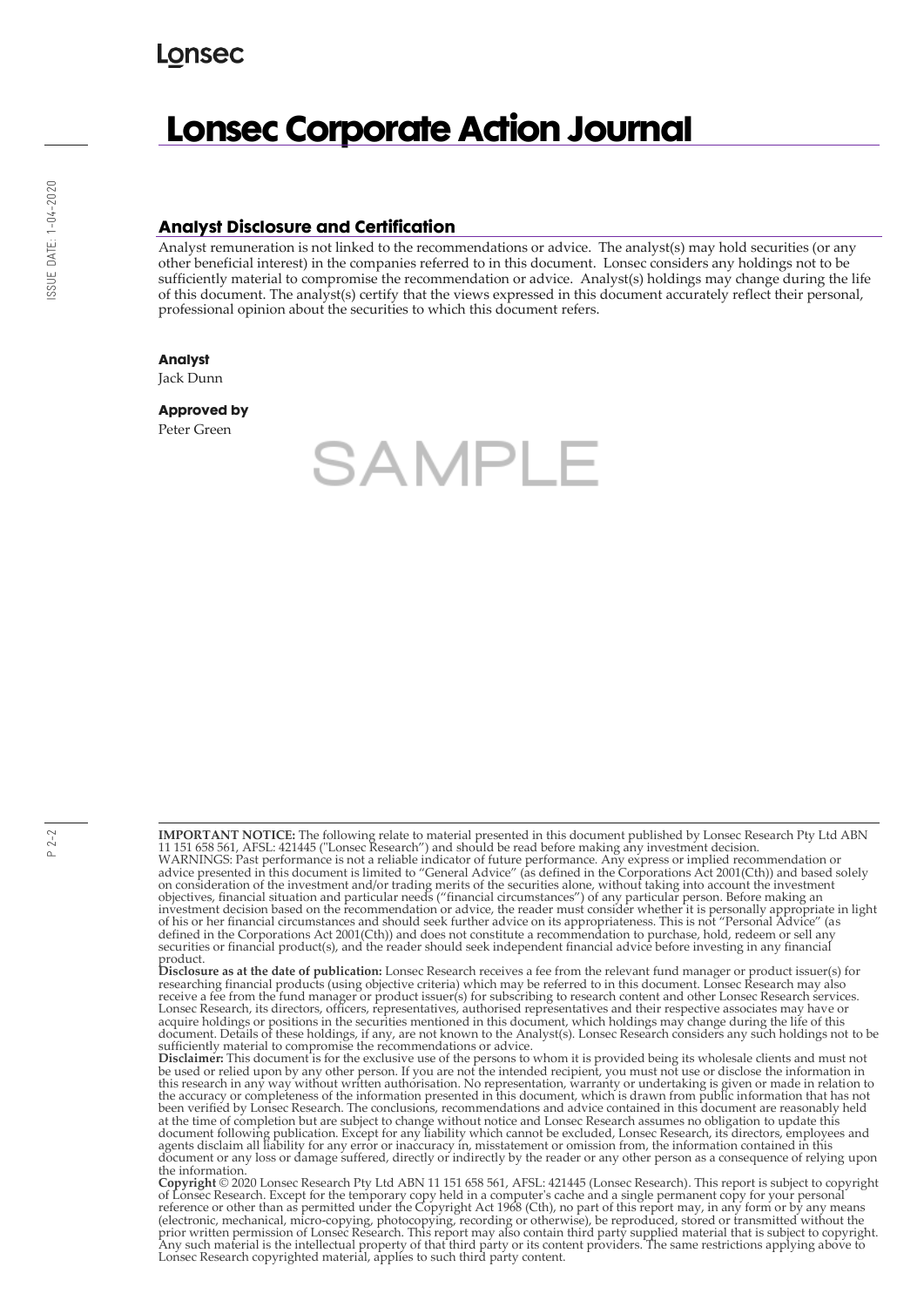# Lonsec Corporate Action Journal

## Analyst Disclosure and Certification

Analyst remuneration is not linked to the recommendations or advice. The analyst(s) may hold securities (or any other beneficial interest) in the companies referred to in this document. Lonsec considers any holdings not to be sufficiently material to compromise the recommendation or advice. Analyst(s) holdings may change during the life of this document. The analyst(s) certify that the views expressed in this document accurately reflect their personal, professional opinion about the securities to which this document refers.

**Analyst**
Jack Dunn

**Approved by**
Peter Green

SAMPLE

**IMPORTANT NOTICE:** The following relate to material presented in this document published by Lonsec Research Pty Ltd ABN 11 151 658 561, AFSL: 421445 ("Lonsec Research") and should be read before making any investment decision.
WARNINGS: Past performance is not a reliable indicator of future performance. Any express or implied recommendation or advice presented in this document is limited to "General Advice" (as defined in the Corporations Act 2001(Cth)) and based solely on consideration of the investment and/or trading merits of the securities alone, without taking into account the investment objectives, financial situation and particular needs ("financial circumstances") of any particular person. Before making an investment decision based on the recommendation or advice, the reader must consider whether it is personally appropriate in light of his or her financial circumstances and should seek further advice on its appropriateness. This is not "Personal Advice" (as defined in the Corporations Act 2001(Cth)) and does not constitute a recommendation to purchase, hold, redeem or sell any securities or financial product(s), and the reader should seek independent financial advice before investing in any financial product.
**Disclosure as at the date of publication:** Lonsec Research receives a fee from the relevant fund manager or product issuer(s) for researching financial products (using objective criteria) which may be referred to in this document. Lonsec Research may also receive a fee from the fund manager or product issuer(s) for subscribing to research content and other Lonsec Research services. Lonsec Research, its directors, officers, representatives, authorised representatives and their respective associates may have or acquire holdings or positions in the securities mentioned in this document, which holdings may change during the life of this document. Details of these holdings, if any, are not known to the Analyst(s). Lonsec Research considers any such holdings not to be sufficiently material to compromise the recommendations or advice.
**Disclaimer:** This document is for the exclusive use of the persons to whom it is provided being its wholesale clients and must not be used or relied upon by any other person. If you are not the intended recipient, you must not use or disclose the information in this research in any way without written authorisation. No representation, warranty or undertaking is given or made in relation to the accuracy or completeness of the information presented in this document, which is drawn from public information that has not been verified by Lonsec Research. The conclusions, recommendations and advice contained in this document are reasonably held at the time of completion but are subject to change without notice and Lonsec Research assumes no obligation to update this document following publication. Except for any liability which cannot be excluded, Lonsec Research, its directors, employees and agents disclaim all liability for any error or inaccuracy in, misstatement or omission from, the information contained in this document or any loss or damage suffered, directly or indirectly by the reader or any other person as a consequence of relying upon the information.
**Copyright** © 2020 Lonsec Research Pty Ltd ABN 11 151 658 561, AFSL: 421445 (Lonsec Research). This report is subject to copyright of Lonsec Research. Except for the temporary copy held in a computer's cache and a single permanent copy for your personal reference or other than as permitted under the Copyright Act 1968 (Cth), no part of this report may, in any form or by any means (electronic, mechanical, micro-copying, photocopying, recording or otherwise), be reproduced, stored or transmitted without the prior written permission of Lonsec Research. This report may also contain third party supplied material that is subject to copyright. Any such material is the intellectual property of that third party or its content providers. The same restrictions applying above to Lonsec Research copyrighted material, applies to such third party content.